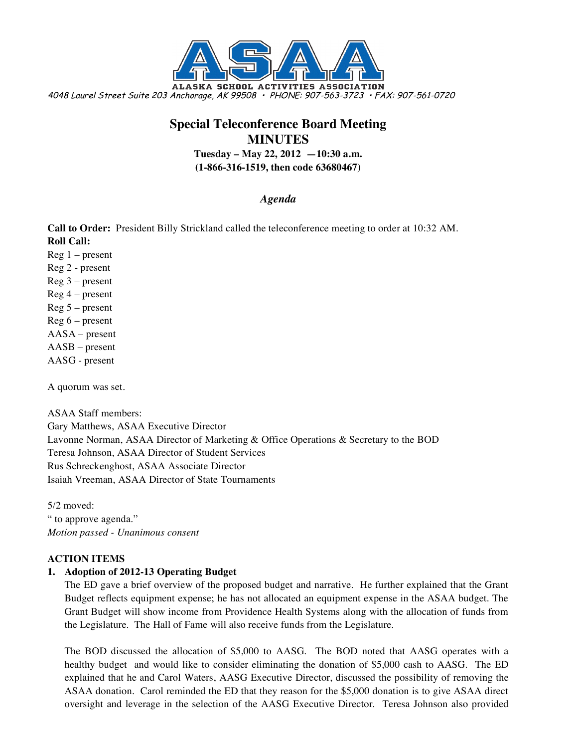ALASKA SCHOOL ACTIVITIES ASSOCIATION

4048 Laurel Street Suite 203 Anchorage, AK 99508 • PHONE: 907-563-3723 • FAX: 907-561-0720

# Special Teleconference Board Meeting
# MINUTES

**Tuesday – May 22, 2012 —10:30 a.m.**
**(1-866-316-1519, then code 63680467)**

## *Agenda*

**Call to Order:** President Billy Strickland called the teleconference meeting to order at 10:32 AM.

**Roll Call:**

Reg 1 – present
Reg 2 - present
Reg 3 – present
Reg 4 – present
Reg 5 – present
Reg 6 – present
AASA – present
AASB – present
AASG - present

A quorum was set.

ASAA Staff members:
Gary Matthews, ASAA Executive Director
Lavonne Norman, ASAA Director of Marketing & Office Operations & Secretary to the BOD
Teresa Johnson, ASAA Director of Student Services
Rus Schreckenghost, ASAA Associate Director
Isaiah Vreeman, ASAA Director of State Tournaments

5/2 moved:
" to approve agenda."
*Motion passed - Unanimous consent*

**ACTION ITEMS**

1. **Adoption of 2012-13 Operating Budget**

   The ED gave a brief overview of the proposed budget and narrative. He further explained that the Grant Budget reflects equipment expense; he has not allocated an equipment expense in the ASAA budget. The Grant Budget will show income from Providence Health Systems along with the allocation of funds from the Legislature. The Hall of Fame will also receive funds from the Legislature.

   The BOD discussed the allocation of $5,000 to AASG. The BOD noted that AASG operates with a healthy budget and would like to consider eliminating the donation of $5,000 cash to AASG. The ED explained that he and Carol Waters, AASG Executive Director, discussed the possibility of removing the ASAA donation. Carol reminded the ED that they reason for the $5,000 donation is to give ASAA direct oversight and leverage in the selection of the AASG Executive Director. Teresa Johnson also provided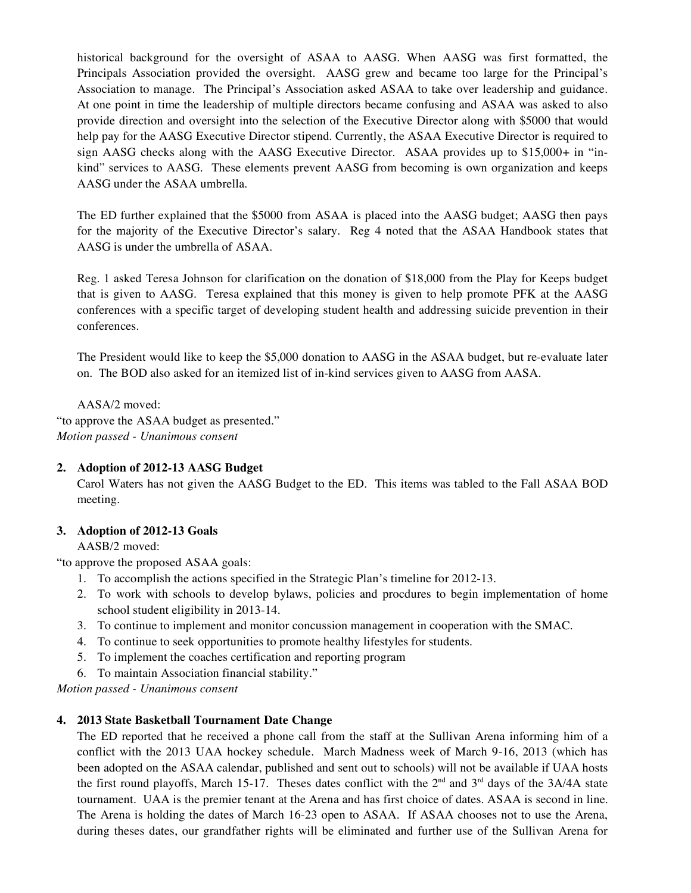historical background for the oversight of ASAA to AASG. When AASG was first formatted, the Principals Association provided the oversight. AASG grew and became too large for the Principal's Association to manage. The Principal's Association asked ASAA to take over leadership and guidance. At one point in time the leadership of multiple directors became confusing and ASAA was asked to also provide direction and oversight into the selection of the Executive Director along with $5000 that would help pay for the AASG Executive Director stipend. Currently, the ASAA Executive Director is required to sign AASG checks along with the AASG Executive Director. ASAA provides up to $15,000+ in "in-kind" services to AASG. These elements prevent AASG from becoming is own organization and keeps AASG under the ASAA umbrella.

The ED further explained that the $5000 from ASAA is placed into the AASG budget; AASG then pays for the majority of the Executive Director's salary. Reg 4 noted that the ASAA Handbook states that AASG is under the umbrella of ASAA.

Reg. 1 asked Teresa Johnson for clarification on the donation of $18,000 from the Play for Keeps budget that is given to AASG. Teresa explained that this money is given to help promote PFK at the AASG conferences with a specific target of developing student health and addressing suicide prevention in their conferences.

The President would like to keep the $5,000 donation to AASG in the ASAA budget, but re-evaluate later on. The BOD also asked for an itemized list of in-kind services given to AASG from AASA.

AASA/2 moved:
"to approve the ASAA budget as presented."
*Motion passed - Unanimous consent*

**2. Adoption of 2012-13 AASG Budget**

Carol Waters has not given the AASG Budget to the ED. This items was tabled to the Fall ASAA BOD meeting.

**3. Adoption of 2012-13 Goals**

AASB/2 moved:
"to approve the proposed ASAA goals:

1. To accomplish the actions specified in the Strategic Plan's timeline for 2012-13.
2. To work with schools to develop bylaws, policies and procdures to begin implementation of home school student eligibility in 2013-14.
3. To continue to implement and monitor concussion management in cooperation with the SMAC.
4. To continue to seek opportunities to promote healthy lifestyles for students.
5. To implement the coaches certification and reporting program
6. To maintain Association financial stability."

*Motion passed - Unanimous consent*

**4. 2013 State Basketball Tournament Date Change**

The ED reported that he received a phone call from the staff at the Sullivan Arena informing him of a conflict with the 2013 UAA hockey schedule. March Madness week of March 9-16, 2013 (which has been adopted on the ASAA calendar, published and sent out to schools) will not be available if UAA hosts the first round playoffs, March 15-17. Theses dates conflict with the 2nd and 3rd days of the 3A/4A state tournament. UAA is the premier tenant at the Arena and has first choice of dates. ASAA is second in line. The Arena is holding the dates of March 16-23 open to ASAA. If ASAA chooses not to use the Arena, during theses dates, our grandfather rights will be eliminated and further use of the Sullivan Arena for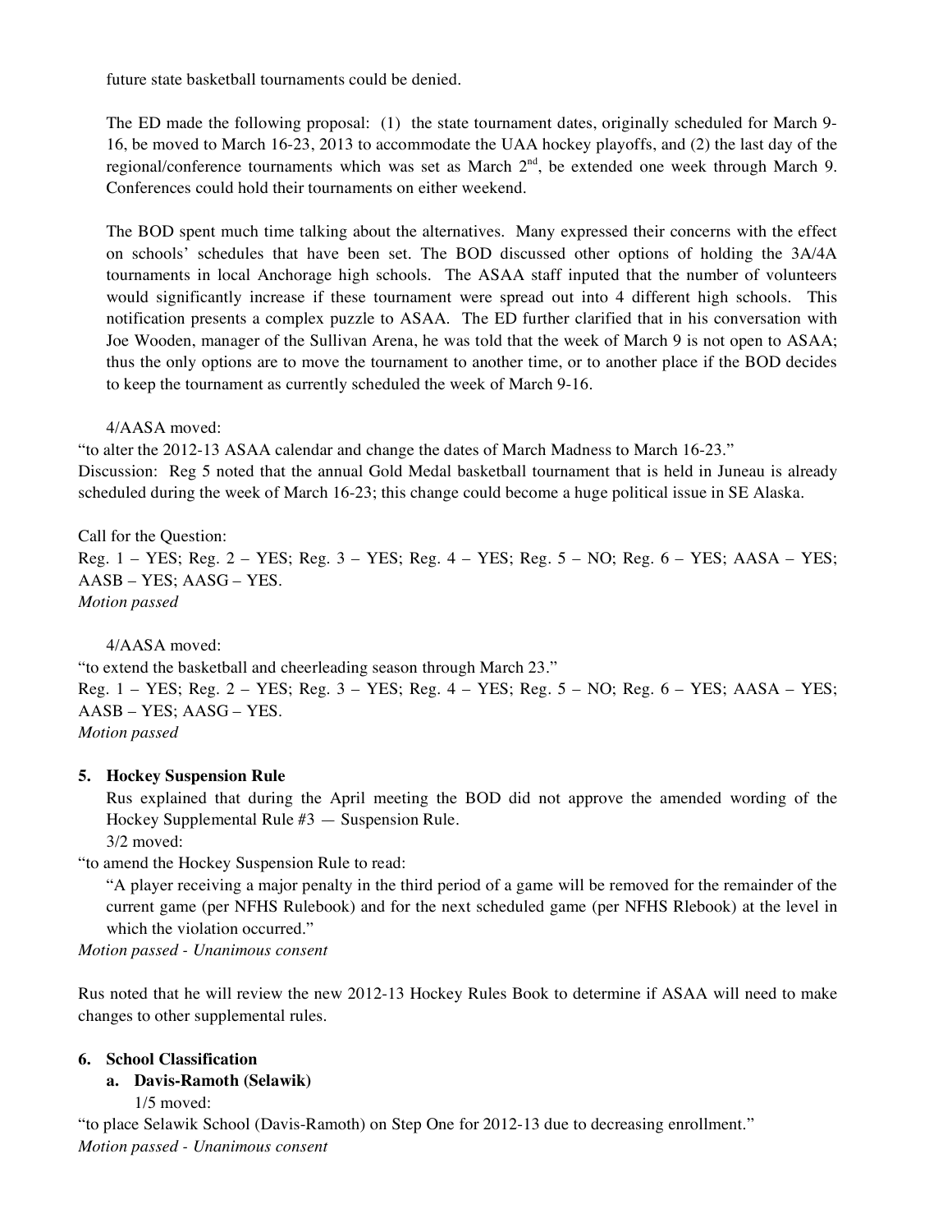future state basketball tournaments could be denied.

The ED made the following proposal: (1) the state tournament dates, originally scheduled for March 9-16, be moved to March 16-23, 2013 to accommodate the UAA hockey playoffs, and (2) the last day of the regional/conference tournaments which was set as March 2nd, be extended one week through March 9. Conferences could hold their tournaments on either weekend.

The BOD spent much time talking about the alternatives. Many expressed their concerns with the effect on schools' schedules that have been set. The BOD discussed other options of holding the 3A/4A tournaments in local Anchorage high schools. The ASAA staff inputed that the number of volunteers would significantly increase if these tournament were spread out into 4 different high schools. This notification presents a complex puzzle to ASAA. The ED further clarified that in his conversation with Joe Wooden, manager of the Sullivan Arena, he was told that the week of March 9 is not open to ASAA; thus the only options are to move the tournament to another time, or to another place if the BOD decides to keep the tournament as currently scheduled the week of March 9-16.

4/AASA moved:

"to alter the 2012-13 ASAA calendar and change the dates of March Madness to March 16-23."

Discussion: Reg 5 noted that the annual Gold Medal basketball tournament that is held in Juneau is already scheduled during the week of March 16-23; this change could become a huge political issue in SE Alaska.

Call for the Question:

Reg. 1 – YES; Reg. 2 – YES; Reg. 3 – YES; Reg. 4 – YES; Reg. 5 – NO; Reg. 6 – YES; AASA – YES; AASB – YES; AASG – YES.

*Motion passed*

4/AASA moved:

"to extend the basketball and cheerleading season through March 23."

Reg. 1 – YES; Reg. 2 – YES; Reg. 3 – YES; Reg. 4 – YES; Reg. 5 – NO; Reg. 6 – YES; AASA – YES; AASB – YES; AASG – YES.

*Motion passed*

**5. Hockey Suspension Rule**

Rus explained that during the April meeting the BOD did not approve the amended wording of the Hockey Supplemental Rule #3 — Suspension Rule.

3/2 moved:

"to amend the Hockey Suspension Rule to read:

"A player receiving a major penalty in the third period of a game will be removed for the remainder of the current game (per NFHS Rulebook) and for the next scheduled game (per NFHS Rlebook) at the level in which the violation occurred."

*Motion passed - Unanimous consent*

Rus noted that he will review the new 2012-13 Hockey Rules Book to determine if ASAA will need to make changes to other supplemental rules.

**6. School Classification**

**a. Davis-Ramoth (Selawik)**

1/5 moved:

"to place Selawik School (Davis-Ramoth) on Step One for 2012-13 due to decreasing enrollment."

*Motion passed - Unanimous consent*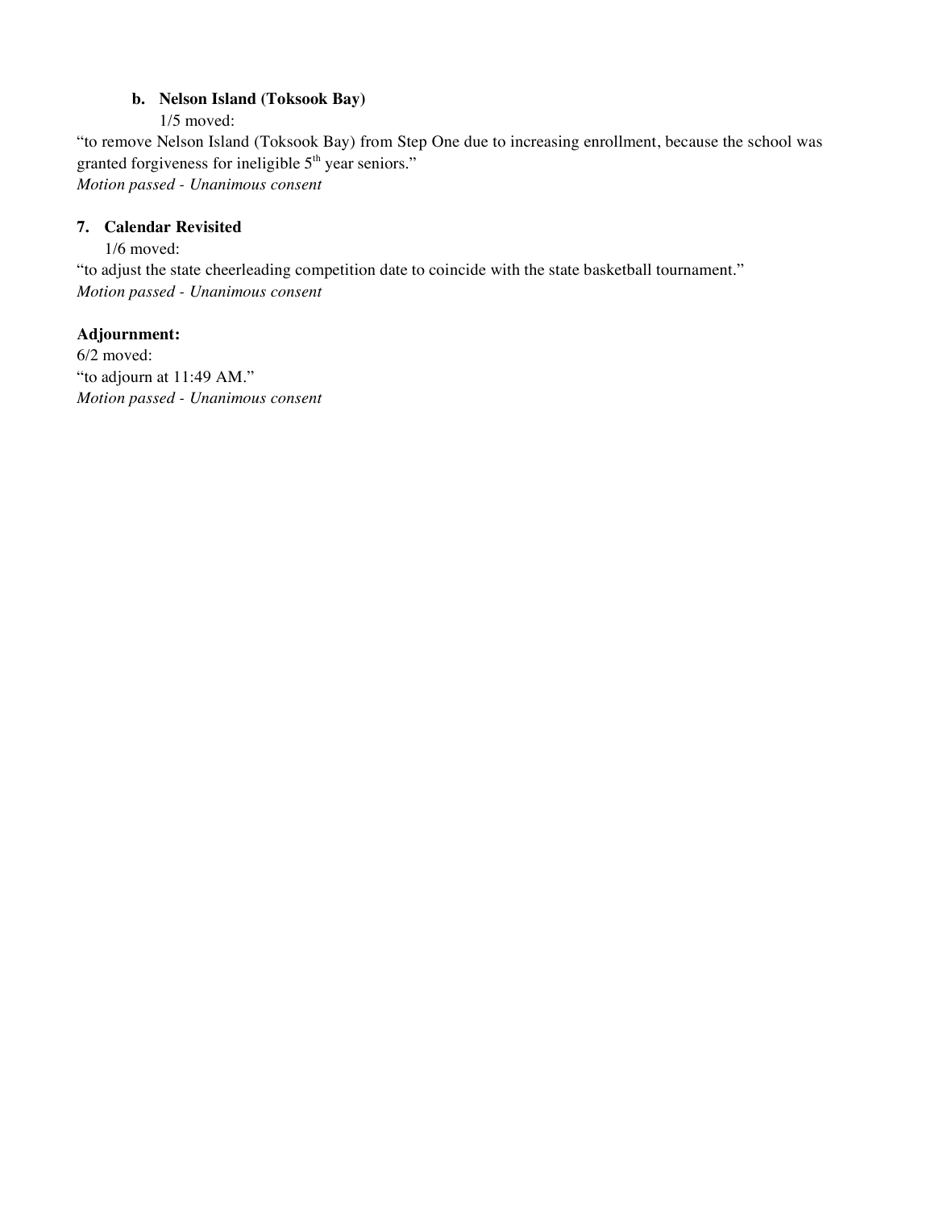**b. Nelson Island (Toksook Bay)**

1/5 moved:

"to remove Nelson Island (Toksook Bay) from Step One due to increasing enrollment, because the school was granted forgiveness for ineligible 5th year seniors."

*Motion passed - Unanimous consent*

**7. Calendar Revisited**

1/6 moved:

"to adjust the state cheerleading competition date to coincide with the state basketball tournament."

*Motion passed - Unanimous consent*

**Adjournment:**

6/2 moved:

"to adjourn at 11:49 AM."

*Motion passed - Unanimous consent*